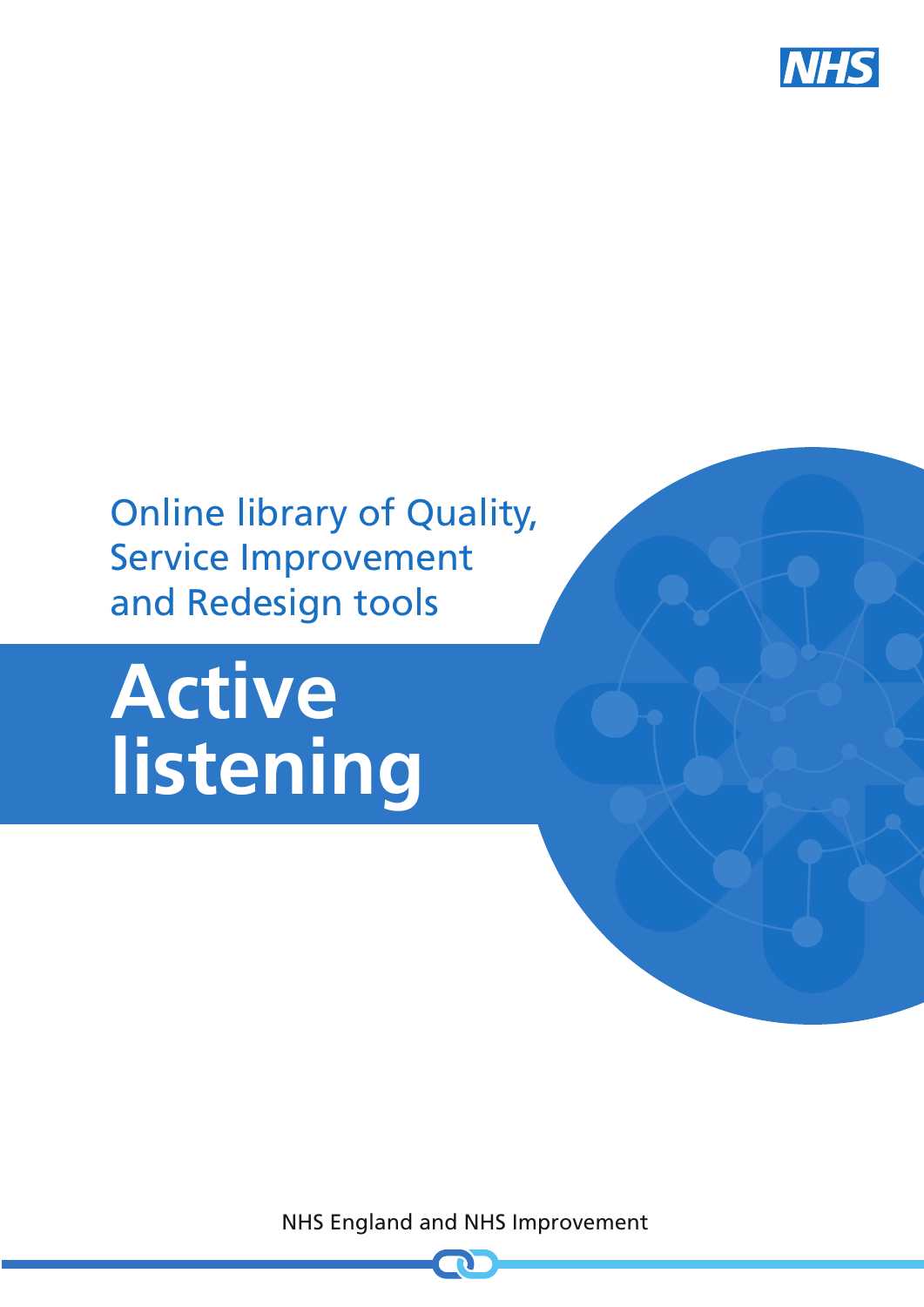NHS

Online library of Quality, Service Improvement and Redesign tools

# Active listening

NHS England and NHS Improvement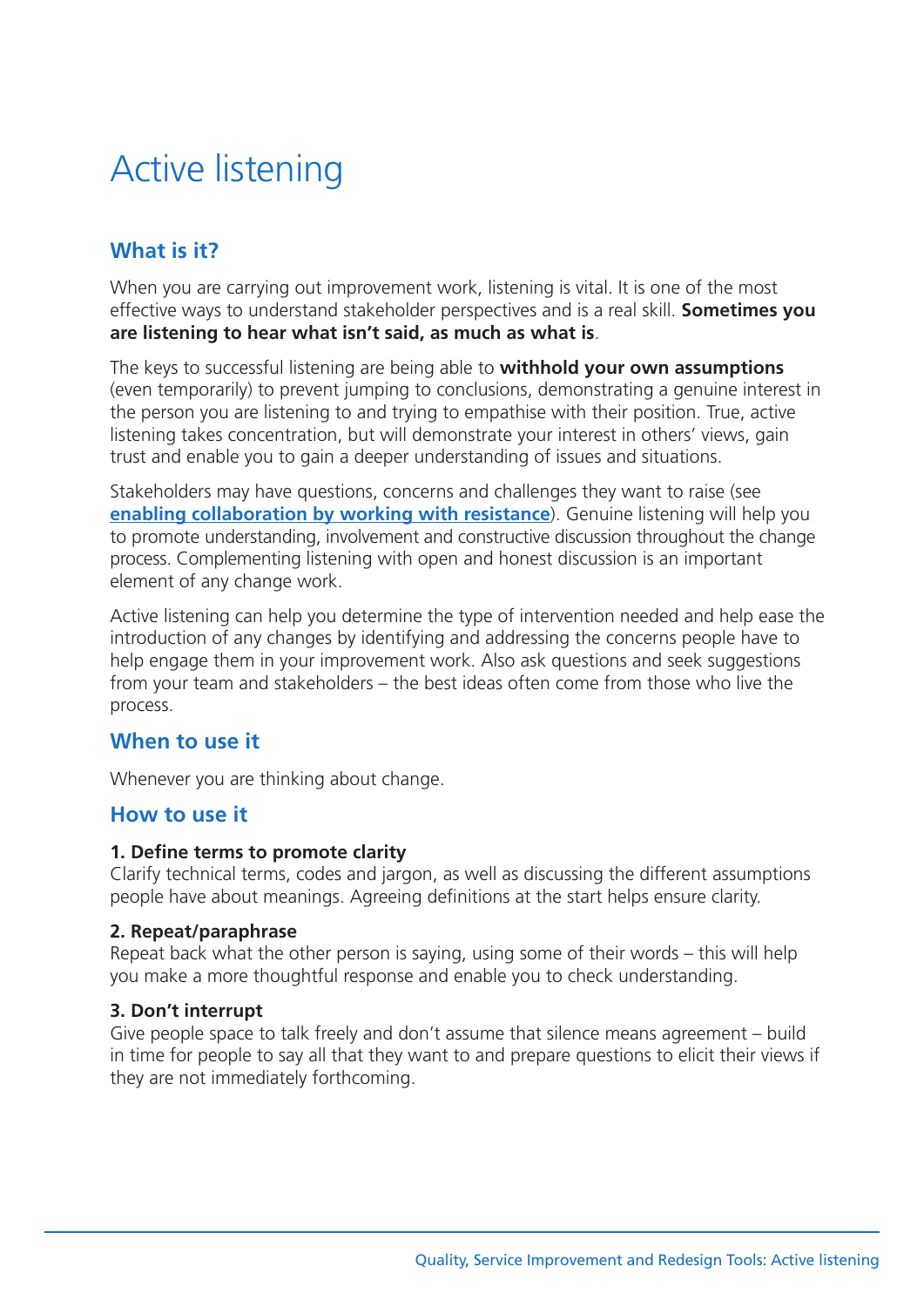# Active listening

## What is it?

When you are carrying out improvement work, listening is vital. It is one of the most effective ways to understand stakeholder perspectives and is a real skill. **Sometimes you are listening to hear what isn't said, as much as what is**.

The keys to successful listening are being able to **withhold your own assumptions** (even temporarily) to prevent jumping to conclusions, demonstrating a genuine interest in the person you are listening to and trying to empathise with their position. True, active listening takes concentration, but will demonstrate your interest in others' views, gain trust and enable you to gain a deeper understanding of issues and situations.

Stakeholders may have questions, concerns and challenges they want to raise (see **enabling collaboration by working with resistance**). Genuine listening will help you to promote understanding, involvement and constructive discussion throughout the change process. Complementing listening with open and honest discussion is an important element of any change work.

Active listening can help you determine the type of intervention needed and help ease the introduction of any changes by identifying and addressing the concerns people have to help engage them in your improvement work. Also ask questions and seek suggestions from your team and stakeholders – the best ideas often come from those who live the process.

## When to use it

Whenever you are thinking about change.

## How to use it

**1. Define terms to promote clarity**
Clarify technical terms, codes and jargon, as well as discussing the different assumptions people have about meanings. Agreeing definitions at the start helps ensure clarity.

**2. Repeat/paraphrase**
Repeat back what the other person is saying, using some of their words – this will help you make a more thoughtful response and enable you to check understanding.

**3. Don't interrupt**
Give people space to talk freely and don't assume that silence means agreement – build in time for people to say all that they want to and prepare questions to elicit their views if they are not immediately forthcoming.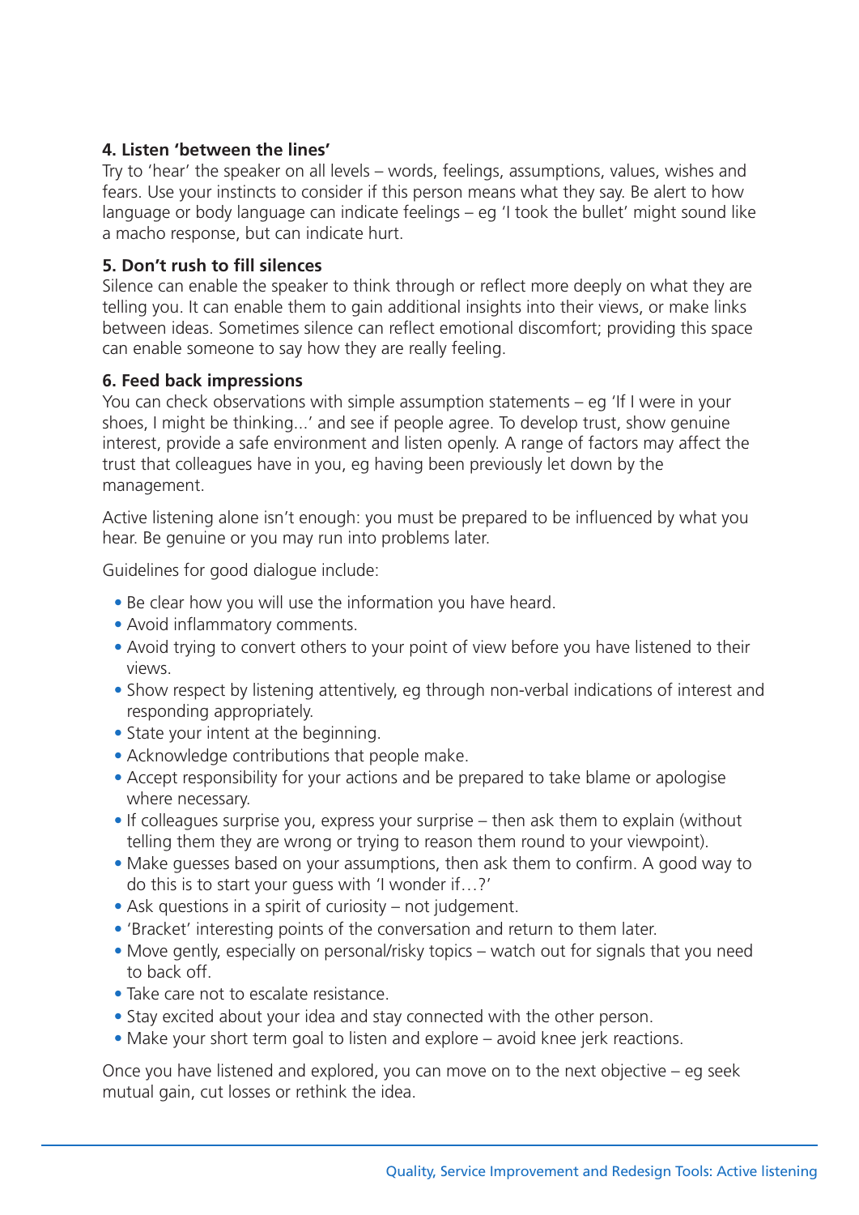### 4. Listen 'between the lines'

Try to 'hear' the speaker on all levels – words, feelings, assumptions, values, wishes and fears. Use your instincts to consider if this person means what they say. Be alert to how language or body language can indicate feelings – eg 'I took the bullet' might sound like a macho response, but can indicate hurt.

### 5. Don't rush to fill silences

Silence can enable the speaker to think through or reflect more deeply on what they are telling you. It can enable them to gain additional insights into their views, or make links between ideas. Sometimes silence can reflect emotional discomfort; providing this space can enable someone to say how they are really feeling.

### 6. Feed back impressions

You can check observations with simple assumption statements – eg 'If I were in your shoes, I might be thinking...' and see if people agree. To develop trust, show genuine interest, provide a safe environment and listen openly. A range of factors may affect the trust that colleagues have in you, eg having been previously let down by the management.

Active listening alone isn't enough: you must be prepared to be influenced by what you hear. Be genuine or you may run into problems later.

Guidelines for good dialogue include:

- Be clear how you will use the information you have heard.
- Avoid inflammatory comments.
- Avoid trying to convert others to your point of view before you have listened to their views.
- Show respect by listening attentively, eg through non-verbal indications of interest and responding appropriately.
- State your intent at the beginning.
- Acknowledge contributions that people make.
- Accept responsibility for your actions and be prepared to take blame or apologise where necessary.
- If colleagues surprise you, express your surprise – then ask them to explain (without telling them they are wrong or trying to reason them round to your viewpoint).
- Make guesses based on your assumptions, then ask them to confirm. A good way to do this is to start your guess with 'I wonder if…?'
- Ask questions in a spirit of curiosity – not judgement.
- 'Bracket' interesting points of the conversation and return to them later.
- Move gently, especially on personal/risky topics – watch out for signals that you need to back off.
- Take care not to escalate resistance.
- Stay excited about your idea and stay connected with the other person.
- Make your short term goal to listen and explore – avoid knee jerk reactions.

Once you have listened and explored, you can move on to the next objective – eg seek mutual gain, cut losses or rethink the idea.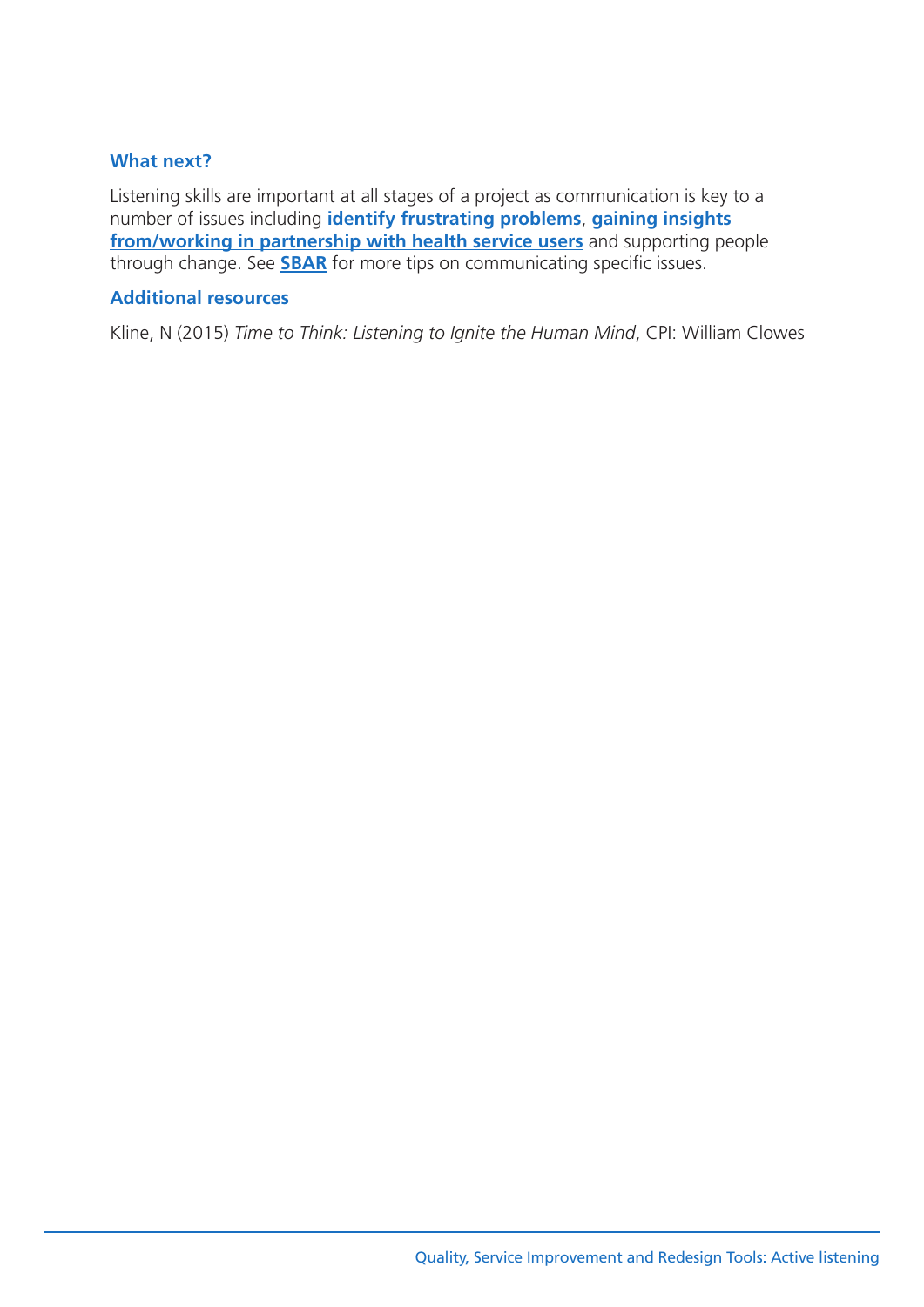## What next?

Listening skills are important at all stages of a project as communication is key to a number of issues including **identify frustrating problems**, **gaining insights from/working in partnership with health service users** and supporting people through change. See **SBAR** for more tips on communicating specific issues.

## Additional resources

Kline, N (2015) *Time to Think: Listening to Ignite the Human Mind*, CPI: William Clowes